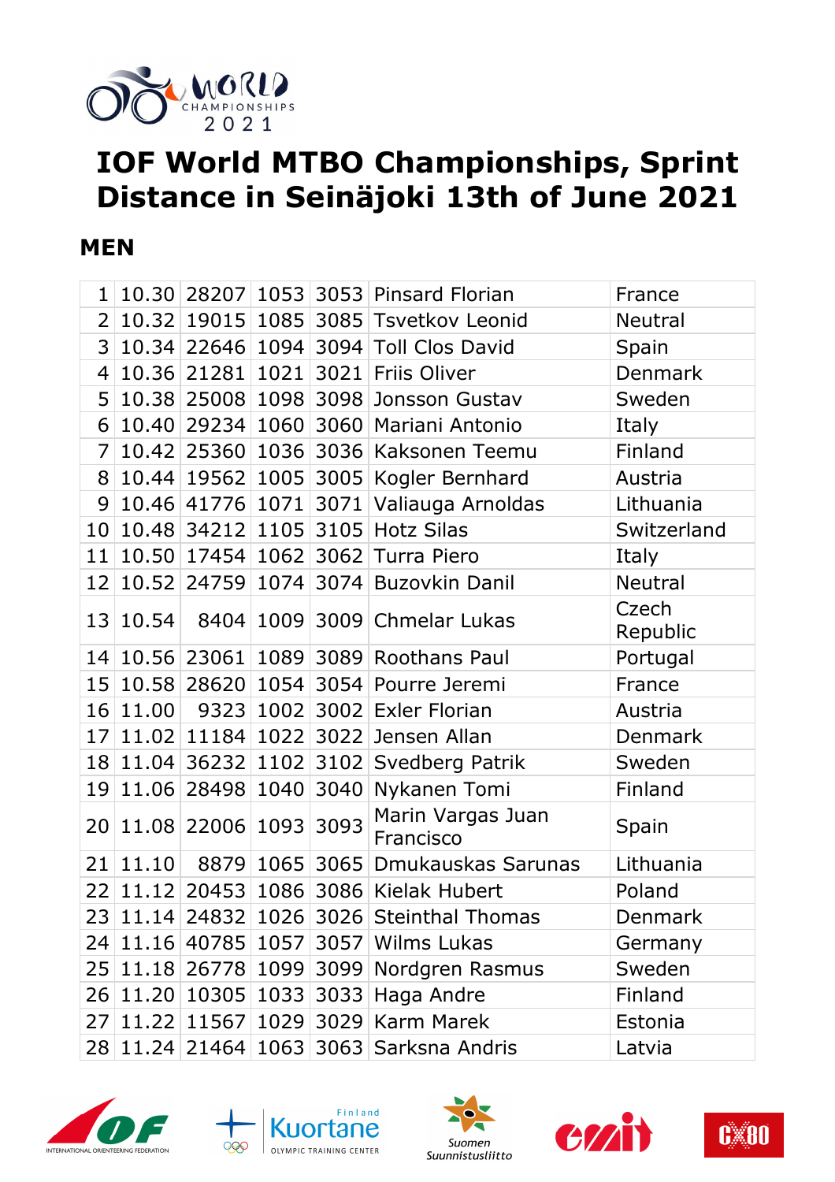# IOF World MTBO Championships, Sprint Distance in Seinäjoki 13th of June 2021

## MEN

| | | | | | | |
|---|---|---|---|---|---|---|
| 1 | 10.30 | 28207 | 1053 | 3053 | Pinsard Florian | France |
| 2 | 10.32 | 19015 | 1085 | 3085 | Tsvetkov Leonid | Neutral |
| 3 | 10.34 | 22646 | 1094 | 3094 | Toll Clos David | Spain |
| 4 | 10.36 | 21281 | 1021 | 3021 | Friis Oliver | Denmark |
| 5 | 10.38 | 25008 | 1098 | 3098 | Jonsson Gustav | Sweden |
| 6 | 10.40 | 29234 | 1060 | 3060 | Mariani Antonio | Italy |
| 7 | 10.42 | 25360 | 1036 | 3036 | Kaksonen Teemu | Finland |
| 8 | 10.44 | 19562 | 1005 | 3005 | Kogler Bernhard | Austria |
| 9 | 10.46 | 41776 | 1071 | 3071 | Valiauga Arnoldas | Lithuania |
| 10 | 10.48 | 34212 | 1105 | 3105 | Hotz Silas | Switzerland |
| 11 | 10.50 | 17454 | 1062 | 3062 | Turra Piero | Italy |
| 12 | 10.52 | 24759 | 1074 | 3074 | Buzovkin Danil | Neutral |
| 13 | 10.54 | 8404 | 1009 | 3009 | Chmelar Lukas | Czech Republic |
| 14 | 10.56 | 23061 | 1089 | 3089 | Roothans Paul | Portugal |
| 15 | 10.58 | 28620 | 1054 | 3054 | Pourre Jeremi | France |
| 16 | 11.00 | 9323 | 1002 | 3002 | Exler Florian | Austria |
| 17 | 11.02 | 11184 | 1022 | 3022 | Jensen Allan | Denmark |
| 18 | 11.04 | 36232 | 1102 | 3102 | Svedberg Patrik | Sweden |
| 19 | 11.06 | 28498 | 1040 | 3040 | Nykanen Tomi | Finland |
| 20 | 11.08 | 22006 | 1093 | 3093 | Marin Vargas Juan Francisco | Spain |
| 21 | 11.10 | 8879 | 1065 | 3065 | Dmukauskas Sarunas | Lithuania |
| 22 | 11.12 | 20453 | 1086 | 3086 | Kielak Hubert | Poland |
| 23 | 11.14 | 24832 | 1026 | 3026 | Steinthal Thomas | Denmark |
| 24 | 11.16 | 40785 | 1057 | 3057 | Wilms Lukas | Germany |
| 25 | 11.18 | 26778 | 1099 | 3099 | Nordgren Rasmus | Sweden |
| 26 | 11.20 | 10305 | 1033 | 3033 | Haga Andre | Finland |
| 27 | 11.22 | 11567 | 1029 | 3029 | Karm Marek | Estonia |
| 28 | 11.24 | 21464 | 1063 | 3063 | Sarksna Andris | Latvia |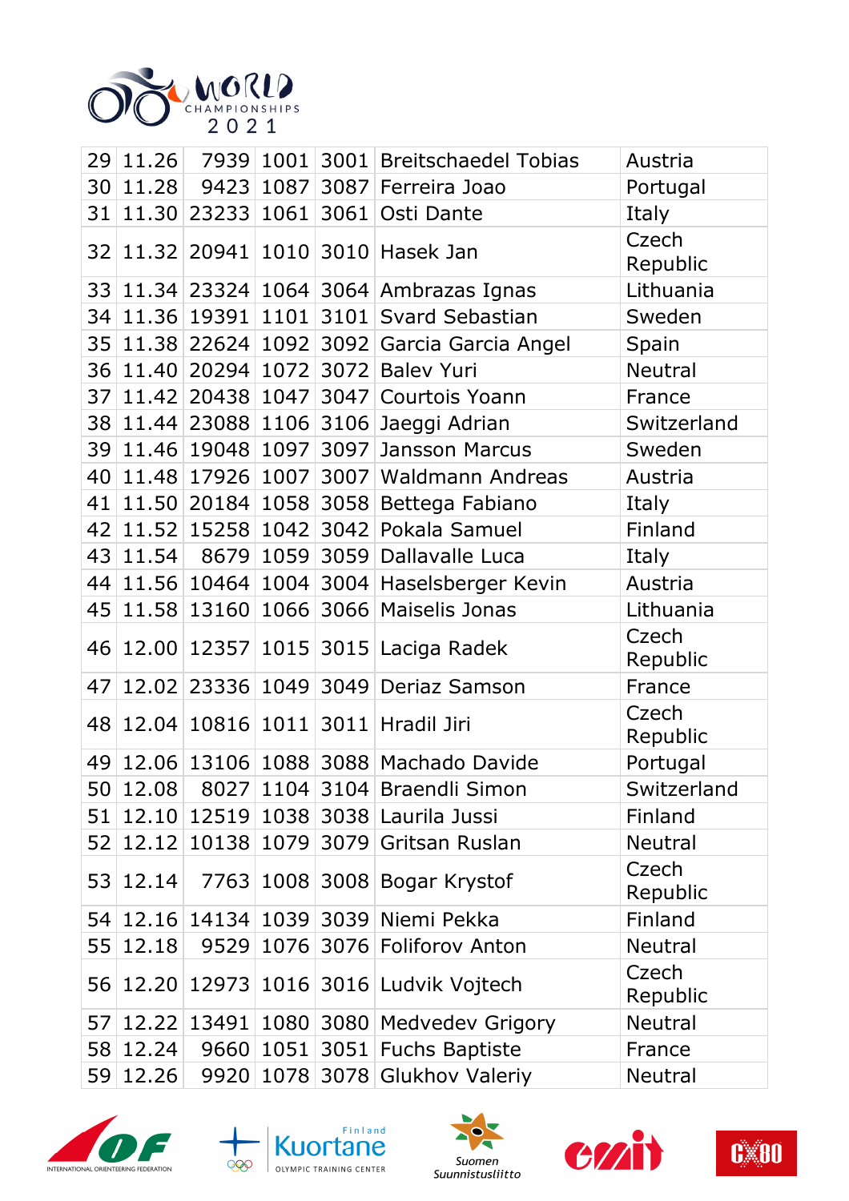| | | | | | | |
|---|---|---|---|---|---|---|
| 29 | 11.26 | 7939 | 1001 | 3001 | Breitschaedel Tobias | Austria |
| 30 | 11.28 | 9423 | 1087 | 3087 | Ferreira Joao | Portugal |
| 31 | 11.30 | 23233 | 1061 | 3061 | Osti Dante | Italy |
| 32 | 11.32 | 20941 | 1010 | 3010 | Hasek Jan | Czech Republic |
| 33 | 11.34 | 23324 | 1064 | 3064 | Ambrazas Ignas | Lithuania |
| 34 | 11.36 | 19391 | 1101 | 3101 | Svard Sebastian | Sweden |
| 35 | 11.38 | 22624 | 1092 | 3092 | Garcia Garcia Angel | Spain |
| 36 | 11.40 | 20294 | 1072 | 3072 | Balev Yuri | Neutral |
| 37 | 11.42 | 20438 | 1047 | 3047 | Courtois Yoann | France |
| 38 | 11.44 | 23088 | 1106 | 3106 | Jaeggi Adrian | Switzerland |
| 39 | 11.46 | 19048 | 1097 | 3097 | Jansson Marcus | Sweden |
| 40 | 11.48 | 17926 | 1007 | 3007 | Waldmann Andreas | Austria |
| 41 | 11.50 | 20184 | 1058 | 3058 | Bettega Fabiano | Italy |
| 42 | 11.52 | 15258 | 1042 | 3042 | Pokala Samuel | Finland |
| 43 | 11.54 | 8679 | 1059 | 3059 | Dallavalle Luca | Italy |
| 44 | 11.56 | 10464 | 1004 | 3004 | Haselsberger Kevin | Austria |
| 45 | 11.58 | 13160 | 1066 | 3066 | Maiselis Jonas | Lithuania |
| 46 | 12.00 | 12357 | 1015 | 3015 | Laciga Radek | Czech Republic |
| 47 | 12.02 | 23336 | 1049 | 3049 | Deriaz Samson | France |
| 48 | 12.04 | 10816 | 1011 | 3011 | Hradil Jiri | Czech Republic |
| 49 | 12.06 | 13106 | 1088 | 3088 | Machado Davide | Portugal |
| 50 | 12.08 | 8027 | 1104 | 3104 | Braendli Simon | Switzerland |
| 51 | 12.10 | 12519 | 1038 | 3038 | Laurila Jussi | Finland |
| 52 | 12.12 | 10138 | 1079 | 3079 | Gritsan Ruslan | Neutral |
| 53 | 12.14 | 7763 | 1008 | 3008 | Bogar Krystof | Czech Republic |
| 54 | 12.16 | 14134 | 1039 | 3039 | Niemi Pekka | Finland |
| 55 | 12.18 | 9529 | 1076 | 3076 | Foliforov Anton | Neutral |
| 56 | 12.20 | 12973 | 1016 | 3016 | Ludvik Vojtech | Czech Republic |
| 57 | 12.22 | 13491 | 1080 | 3080 | Medvedev Grigory | Neutral |
| 58 | 12.24 | 9660 | 1051 | 3051 | Fuchs Baptiste | France |
| 59 | 12.26 | 9920 | 1078 | 3078 | Glukhov Valeriy | Neutral |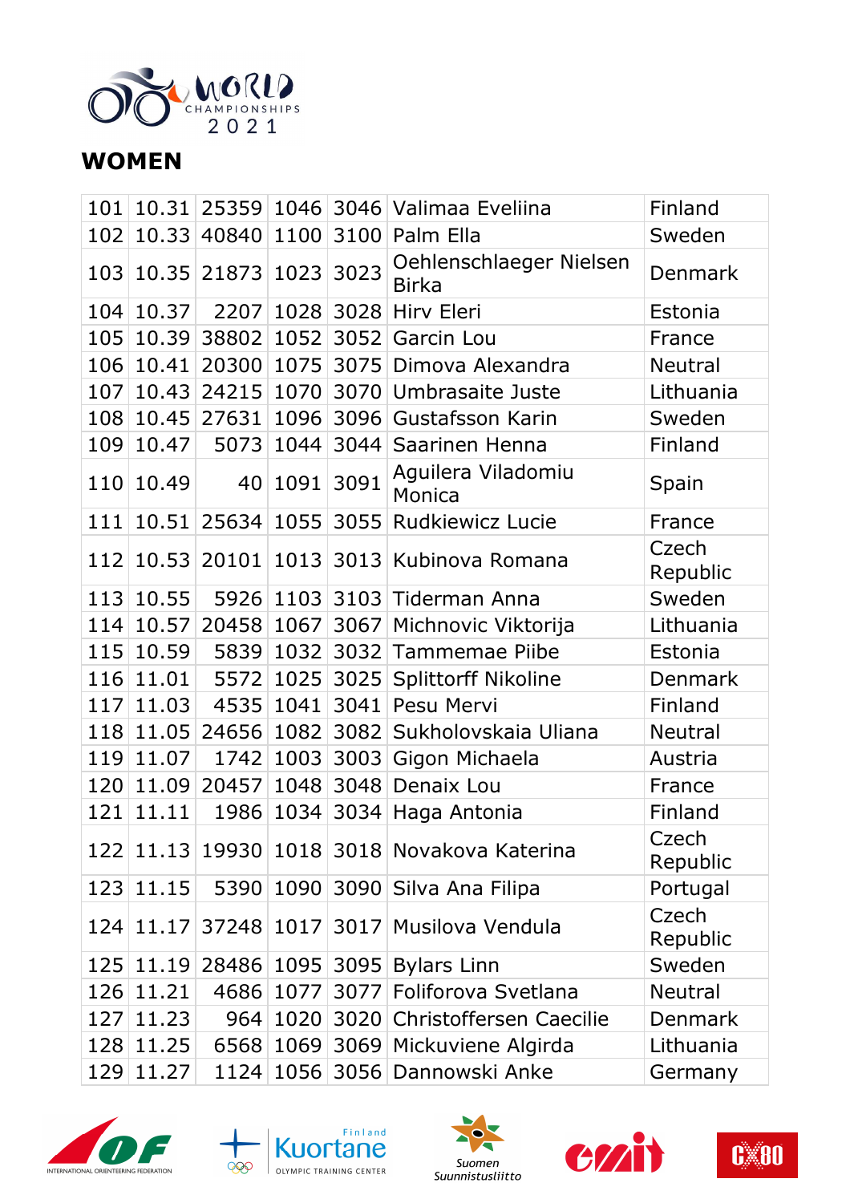## WOMEN

| | | | | | | |
|---|---|---|---|---|---|---|
| 101 | 10.31 | 25359 | 1046 | 3046 | Valimaa Eveliina | Finland |
| 102 | 10.33 | 40840 | 1100 | 3100 | Palm Ella | Sweden |
| 103 | 10.35 | 21873 | 1023 | 3023 | Oehlenschlaeger Nielsen Birka | Denmark |
| 104 | 10.37 | 2207 | 1028 | 3028 | Hirv Eleri | Estonia |
| 105 | 10.39 | 38802 | 1052 | 3052 | Garcin Lou | France |
| 106 | 10.41 | 20300 | 1075 | 3075 | Dimova Alexandra | Neutral |
| 107 | 10.43 | 24215 | 1070 | 3070 | Umbrasaite Juste | Lithuania |
| 108 | 10.45 | 27631 | 1096 | 3096 | Gustafsson Karin | Sweden |
| 109 | 10.47 | 5073 | 1044 | 3044 | Saarinen Henna | Finland |
| 110 | 10.49 | 40 | 1091 | 3091 | Aguilera Viladomiu Monica | Spain |
| 111 | 10.51 | 25634 | 1055 | 3055 | Rudkiewicz Lucie | France |
| 112 | 10.53 | 20101 | 1013 | 3013 | Kubinova Romana | Czech Republic |
| 113 | 10.55 | 5926 | 1103 | 3103 | Tiderman Anna | Sweden |
| 114 | 10.57 | 20458 | 1067 | 3067 | Michnovic Viktorija | Lithuania |
| 115 | 10.59 | 5839 | 1032 | 3032 | Tammemae Piibe | Estonia |
| 116 | 11.01 | 5572 | 1025 | 3025 | Splittorff Nikoline | Denmark |
| 117 | 11.03 | 4535 | 1041 | 3041 | Pesu Mervi | Finland |
| 118 | 11.05 | 24656 | 1082 | 3082 | Sukholovskaia Uliana | Neutral |
| 119 | 11.07 | 1742 | 1003 | 3003 | Gigon Michaela | Austria |
| 120 | 11.09 | 20457 | 1048 | 3048 | Denaix Lou | France |
| 121 | 11.11 | 1986 | 1034 | 3034 | Haga Antonia | Finland |
| 122 | 11.13 | 19930 | 1018 | 3018 | Novakova Katerina | Czech Republic |
| 123 | 11.15 | 5390 | 1090 | 3090 | Silva Ana Filipa | Portugal |
| 124 | 11.17 | 37248 | 1017 | 3017 | Musilova Vendula | Czech Republic |
| 125 | 11.19 | 28486 | 1095 | 3095 | Bylars Linn | Sweden |
| 126 | 11.21 | 4686 | 1077 | 3077 | Foliforova Svetlana | Neutral |
| 127 | 11.23 | 964 | 1020 | 3020 | Christoffersen Caecilie | Denmark |
| 128 | 11.25 | 6568 | 1069 | 3069 | Mickuviene Algirda | Lithuania |
| 129 | 11.27 | 1124 | 1056 | 3056 | Dannowski Anke | Germany |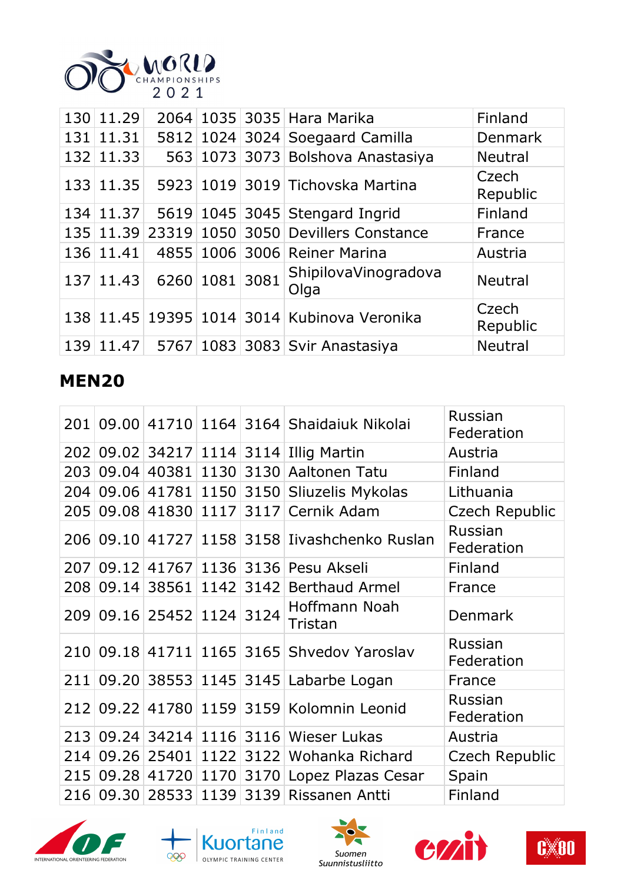| 130 | 11.29 | 2064 | 1035 | 3035 | Hara Marika | Finland |
|---|---|---|---|---|---|---|
| 131 | 11.31 | 5812 | 1024 | 3024 | Soegaard Camilla | Denmark |
| 132 | 11.33 | 563 | 1073 | 3073 | Bolshova Anastasiya | Neutral |
| 133 | 11.35 | 5923 | 1019 | 3019 | Tichovska Martina | Czech Republic |
| 134 | 11.37 | 5619 | 1045 | 3045 | Stengard Ingrid | Finland |
| 135 | 11.39 | 23319 | 1050 | 3050 | Devillers Constance | France |
| 136 | 11.41 | 4855 | 1006 | 3006 | Reiner Marina | Austria |
| 137 | 11.43 | 6260 | 1081 | 3081 | ShipilovaVinogradova Olga | Neutral |
| 138 | 11.45 | 19395 | 1014 | 3014 | Kubinova Veronika | Czech Republic |
| 139 | 11.47 | 5767 | 1083 | 3083 | Svir Anastasiya | Neutral |

## MEN20

| 201 | 09.00 | 41710 | 1164 | 3164 | Shaidaiuk Nikolai | Russian Federation |
|---|---|---|---|---|---|---|
| 202 | 09.02 | 34217 | 1114 | 3114 | Illig Martin | Austria |
| 203 | 09.04 | 40381 | 1130 | 3130 | Aaltonen Tatu | Finland |
| 204 | 09.06 | 41781 | 1150 | 3150 | Sliuzelis Mykolas | Lithuania |
| 205 | 09.08 | 41830 | 1117 | 3117 | Cernik Adam | Czech Republic |
| 206 | 09.10 | 41727 | 1158 | 3158 | Iivashchenko Ruslan | Russian Federation |
| 207 | 09.12 | 41767 | 1136 | 3136 | Pesu Akseli | Finland |
| 208 | 09.14 | 38561 | 1142 | 3142 | Berthaud Armel | France |
| 209 | 09.16 | 25452 | 1124 | 3124 | Hoffmann Noah Tristan | Denmark |
| 210 | 09.18 | 41711 | 1165 | 3165 | Shvedov Yaroslav | Russian Federation |
| 211 | 09.20 | 38553 | 1145 | 3145 | Labarbe Logan | France |
| 212 | 09.22 | 41780 | 1159 | 3159 | Kolomnin Leonid | Russian Federation |
| 213 | 09.24 | 34214 | 1116 | 3116 | Wieser Lukas | Austria |
| 214 | 09.26 | 25401 | 1122 | 3122 | Wohanka Richard | Czech Republic |
| 215 | 09.28 | 41720 | 1170 | 3170 | Lopez Plazas Cesar | Spain |
| 216 | 09.30 | 28533 | 1139 | 3139 | Rissanen Antti | Finland |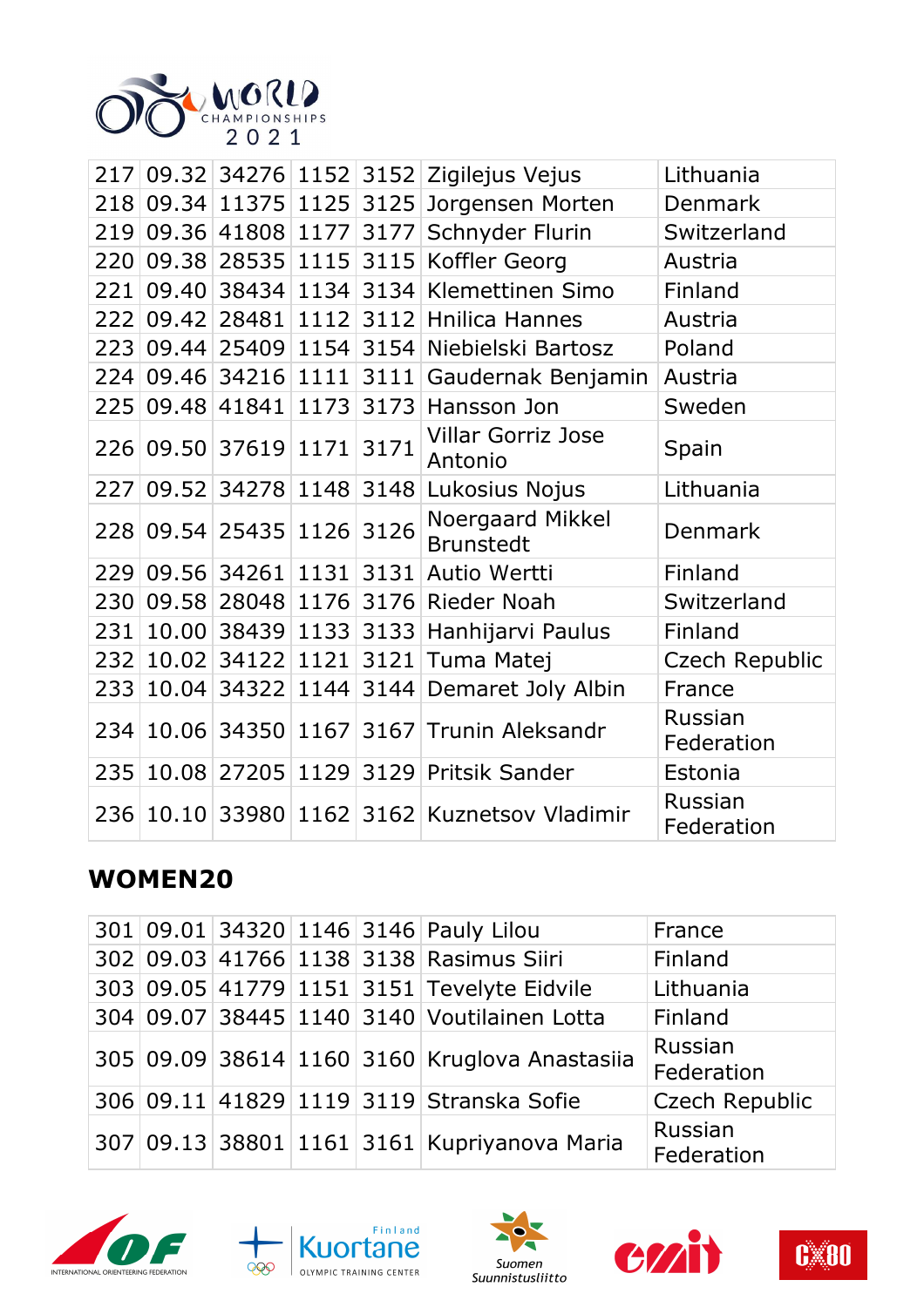| | | | | | | |
|---|---|---|---|---|---|---|
| 217 | 09.32 | 34276 | 1152 | 3152 | Zigilejus Vejus | Lithuania |
| 218 | 09.34 | 11375 | 1125 | 3125 | Jorgensen Morten | Denmark |
| 219 | 09.36 | 41808 | 1177 | 3177 | Schnyder Flurin | Switzerland |
| 220 | 09.38 | 28535 | 1115 | 3115 | Koffler Georg | Austria |
| 221 | 09.40 | 38434 | 1134 | 3134 | Klemettinen Simo | Finland |
| 222 | 09.42 | 28481 | 1112 | 3112 | Hnilica Hannes | Austria |
| 223 | 09.44 | 25409 | 1154 | 3154 | Niebielski Bartosz | Poland |
| 224 | 09.46 | 34216 | 1111 | 3111 | Gaudernak Benjamin | Austria |
| 225 | 09.48 | 41841 | 1173 | 3173 | Hansson Jon | Sweden |
| 226 | 09.50 | 37619 | 1171 | 3171 | Villar Gorriz Jose Antonio | Spain |
| 227 | 09.52 | 34278 | 1148 | 3148 | Lukosius Nojus | Lithuania |
| 228 | 09.54 | 25435 | 1126 | 3126 | Noergaard Mikkel Brunstedt | Denmark |
| 229 | 09.56 | 34261 | 1131 | 3131 | Autio Wertti | Finland |
| 230 | 09.58 | 28048 | 1176 | 3176 | Rieder Noah | Switzerland |
| 231 | 10.00 | 38439 | 1133 | 3133 | Hanhijarvi Paulus | Finland |
| 232 | 10.02 | 34122 | 1121 | 3121 | Tuma Matej | Czech Republic |
| 233 | 10.04 | 34322 | 1144 | 3144 | Demaret Joly Albin | France |
| 234 | 10.06 | 34350 | 1167 | 3167 | Trunin Aleksandr | Russian Federation |
| 235 | 10.08 | 27205 | 1129 | 3129 | Pritsik Sander | Estonia |
| 236 | 10.10 | 33980 | 1162 | 3162 | Kuznetsov Vladimir | Russian Federation |

## WOMEN20

| | | | | | | |
|---|---|---|---|---|---|---|
| 301 | 09.01 | 34320 | 1146 | 3146 | Pauly Lilou | France |
| 302 | 09.03 | 41766 | 1138 | 3138 | Rasimus Siiri | Finland |
| 303 | 09.05 | 41779 | 1151 | 3151 | Tevelyte Eidvile | Lithuania |
| 304 | 09.07 | 38445 | 1140 | 3140 | Voutilainen Lotta | Finland |
| 305 | 09.09 | 38614 | 1160 | 3160 | Kruglova Anastasiia | Russian Federation |
| 306 | 09.11 | 41829 | 1119 | 3119 | Stranska Sofie | Czech Republic |
| 307 | 09.13 | 38801 | 1161 | 3161 | Kupriyanova Maria | Russian Federation |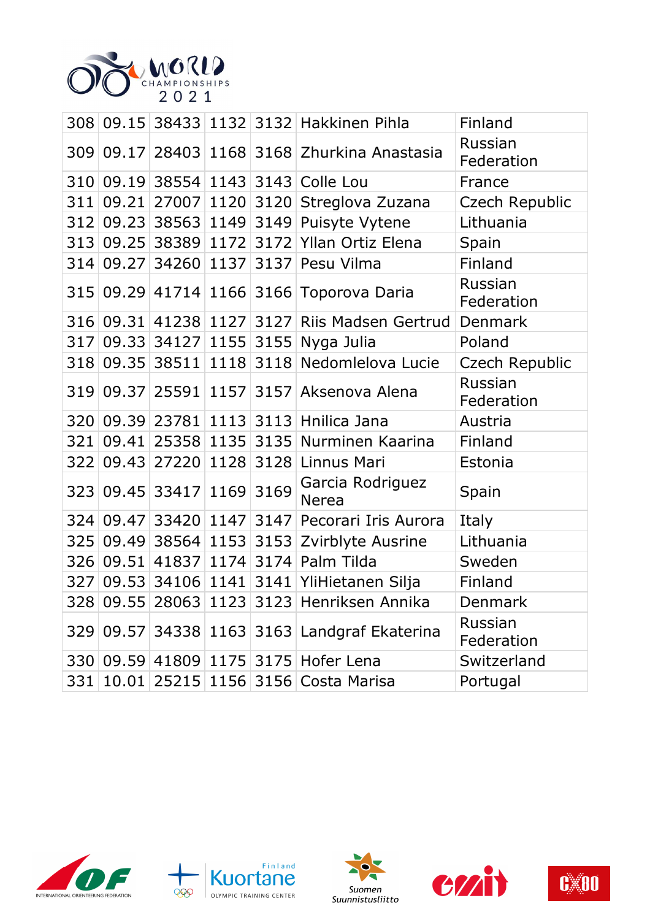| | | | | | | |
|---|---|---|---|---|---|---|
| 308 | 09.15 | 38433 | 1132 | 3132 | Hakkinen Pihla | Finland |
| 309 | 09.17 | 28403 | 1168 | 3168 | Zhurkina Anastasia | Russian Federation |
| 310 | 09.19 | 38554 | 1143 | 3143 | Colle Lou | France |
| 311 | 09.21 | 27007 | 1120 | 3120 | Streglova Zuzana | Czech Republic |
| 312 | 09.23 | 38563 | 1149 | 3149 | Puisyte Vytene | Lithuania |
| 313 | 09.25 | 38389 | 1172 | 3172 | Yllan Ortiz Elena | Spain |
| 314 | 09.27 | 34260 | 1137 | 3137 | Pesu Vilma | Finland |
| 315 | 09.29 | 41714 | 1166 | 3166 | Toporova Daria | Russian Federation |
| 316 | 09.31 | 41238 | 1127 | 3127 | Riis Madsen Gertrud | Denmark |
| 317 | 09.33 | 34127 | 1155 | 3155 | Nyga Julia | Poland |
| 318 | 09.35 | 38511 | 1118 | 3118 | Nedomlelova Lucie | Czech Republic |
| 319 | 09.37 | 25591 | 1157 | 3157 | Aksenova Alena | Russian Federation |
| 320 | 09.39 | 23781 | 1113 | 3113 | Hnilica Jana | Austria |
| 321 | 09.41 | 25358 | 1135 | 3135 | Nurminen Kaarina | Finland |
| 322 | 09.43 | 27220 | 1128 | 3128 | Linnus Mari | Estonia |
| 323 | 09.45 | 33417 | 1169 | 3169 | Garcia Rodriguez Nerea | Spain |
| 324 | 09.47 | 33420 | 1147 | 3147 | Pecorari Iris Aurora | Italy |
| 325 | 09.49 | 38564 | 1153 | 3153 | Zvirblyte Ausrine | Lithuania |
| 326 | 09.51 | 41837 | 1174 | 3174 | Palm Tilda | Sweden |
| 327 | 09.53 | 34106 | 1141 | 3141 | YliHietanen Silja | Finland |
| 328 | 09.55 | 28063 | 1123 | 3123 | Henriksen Annika | Denmark |
| 329 | 09.57 | 34338 | 1163 | 3163 | Landgraf Ekaterina | Russian Federation |
| 330 | 09.59 | 41809 | 1175 | 3175 | Hofer Lena | Switzerland |
| 331 | 10.01 | 25215 | 1156 | 3156 | Costa Marisa | Portugal |